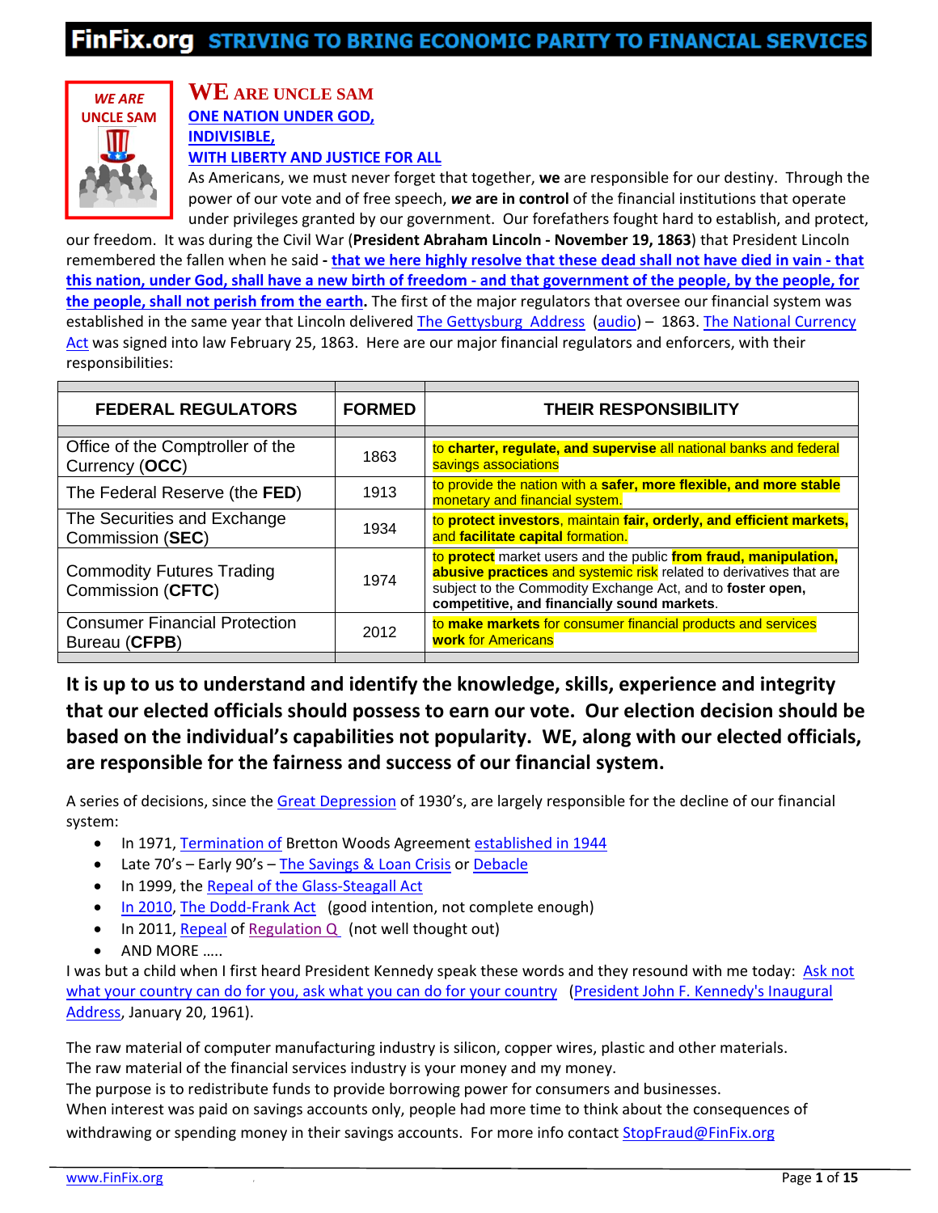# FinFix.org STRIVING TO BRING ECONOMIC PARITY TO FINANCIAL SERVICES

WE ARE UNCLE SAM

## WE ARE UNCLE SAM

**ONE NATION UNDER GOD,**
**INDIVISIBLE,**
**WITH LIBERTY AND JUSTICE FOR ALL**

As Americans, we must never forget that together, **we** are responsible for our destiny. Through the power of our vote and of free speech, ***we* are in control** of the financial institutions that operate under privileges granted by our government. Our forefathers fought hard to establish, and protect, our freedom. It was during the Civil War (**President Abraham Lincoln - November 19, 1863**) that President Lincoln remembered the fallen when he said **- that we here highly resolve that these dead shall not have died in vain - that this nation, under God, shall have a new birth of freedom - and that government of the people, by the people, for the people, shall not perish from the earth.** The first of the major regulators that oversee our financial system was established in the same year that Lincoln delivered The Gettysburg Address (audio) – 1863. The National Currency Act was signed into law February 25, 1863. Here are our major financial regulators and enforcers, with their responsibilities:

| FEDERAL REGULATORS | FORMED | THEIR RESPONSIBILITY |
|---|---|---|
| Office of the Comptroller of the Currency (**OCC**) | 1863 | to **charter, regulate, and supervise** all national banks and federal savings associations |
| The Federal Reserve (the **FED**) | 1913 | to provide the nation with a **safer, more flexible, and more stable** monetary and financial system. |
| The Securities and Exchange Commission (**SEC**) | 1934 | to **protect investors**, maintain **fair, orderly, and efficient markets,** and **facilitate capital** formation. |
| Commodity Futures Trading Commission (**CFTC**) | 1974 | to **protect** market users and the public **from fraud, manipulation, abusive practices** and systemic risk related to derivatives that are subject to the Commodity Exchange Act, and to **foster open, competitive, and financially sound markets**. |
| Consumer Financial Protection Bureau (**CFPB**) | 2012 | to **make markets** for consumer financial products and services **work** for Americans |

**It is up to us to understand and identify the knowledge, skills, experience and integrity that our elected officials should possess to earn our vote. Our election decision should be based on the individual's capabilities not popularity. WE, along with our elected officials, are responsible for the fairness and success of our financial system.**

A series of decisions, since the Great Depression of 1930's, are largely responsible for the decline of our financial system:

- In 1971, Termination of Bretton Woods Agreement established in 1944
- Late 70's – Early 90's – The Savings & Loan Crisis or Debacle
- In 1999, the Repeal of the Glass-Steagall Act
- In 2010, The Dodd-Frank Act (good intention, not complete enough)
- In 2011, Repeal of Regulation Q (not well thought out)
- AND MORE …..

I was but a child when I first heard President Kennedy speak these words and they resound with me today: Ask not what your country can do for you, ask what you can do for your country (President John F. Kennedy's Inaugural Address, January 20, 1961).

The raw material of computer manufacturing industry is silicon, copper wires, plastic and other materials.
The raw material of the financial services industry is your money and my money.
The purpose is to redistribute funds to provide borrowing power for consumers and businesses.
When interest was paid on savings accounts only, people had more time to think about the consequences of withdrawing or spending money in their savings accounts. For more info contact StopFraud@FinFix.org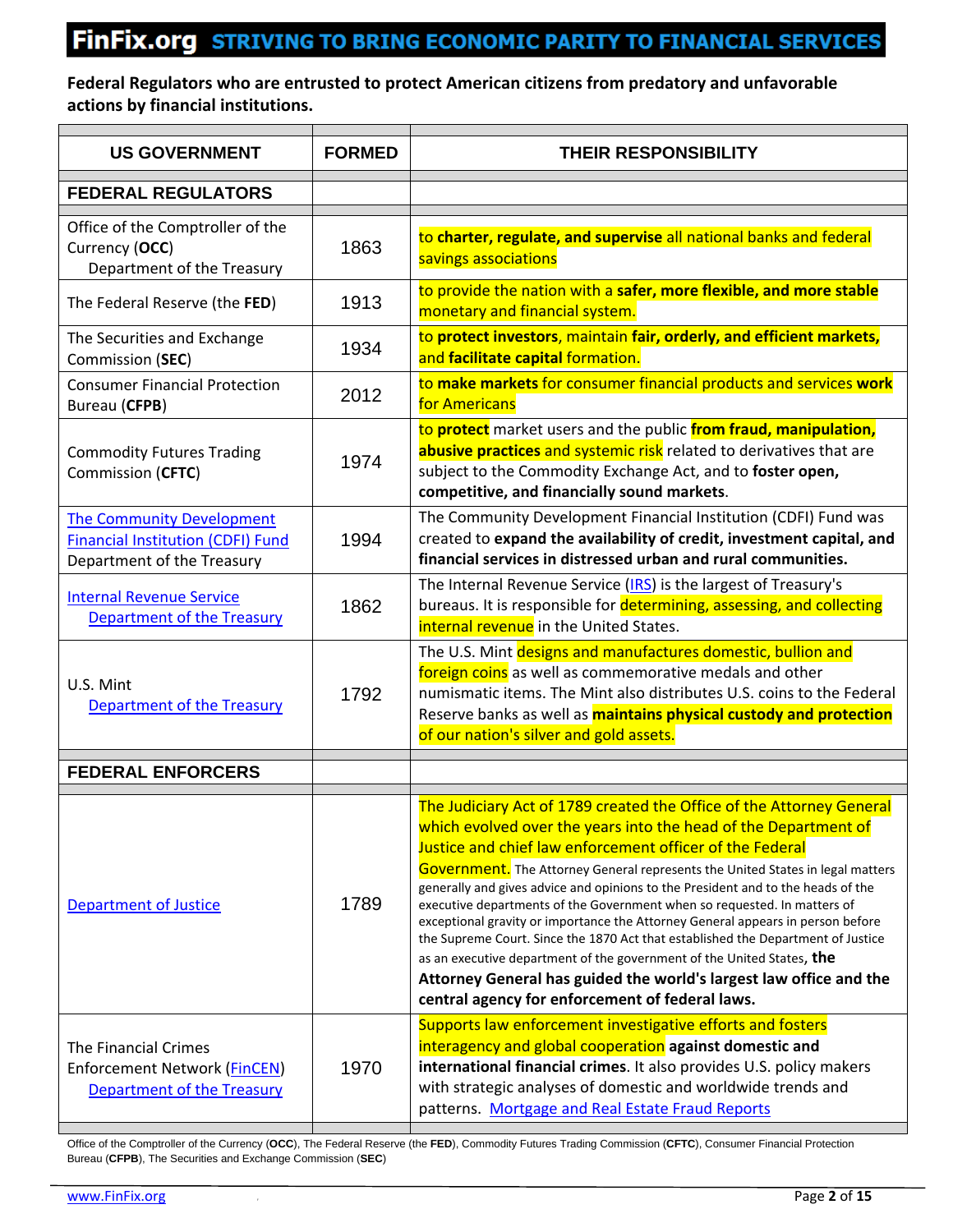**FinFix.org STRIVING TO BRING ECONOMIC PARITY TO FINANCIAL SERVICES**

**Federal Regulators who are entrusted to protect American citizens from predatory and unfavorable actions by financial institutions.**

| US GOVERNMENT | FORMED | THEIR RESPONSIBILITY |
|---|---|---|
| **FEDERAL REGULATORS** | | |
| Office of the Comptroller of the Currency (**OCC**) Department of the Treasury | 1863 | to **charter, regulate, and supervise** all national banks and federal savings associations |
| The Federal Reserve (the **FED**) | 1913 | to provide the nation with a **safer, more flexible, and more stable** monetary and financial system. |
| The Securities and Exchange Commission (**SEC**) | 1934 | to **protect investors**, maintain **fair, orderly, and efficient markets,** and **facilitate capital** formation. |
| Consumer Financial Protection Bureau (**CFPB**) | 2012 | to **make markets** for consumer financial products and services **work** for Americans |
| Commodity Futures Trading Commission (**CFTC**) | 1974 | to **protect** market users and the public **from fraud, manipulation, abusive practices** and systemic risk related to derivatives that are subject to the Commodity Exchange Act, and to **foster open, competitive, and financially sound markets**. |
| The Community Development Financial Institution (CDFI) Fund Department of the Treasury | 1994 | The Community Development Financial Institution (CDFI) Fund was created to **expand the availability of credit, investment capital, and financial services in distressed urban and rural communities.** |
| Internal Revenue Service Department of the Treasury | 1862 | The Internal Revenue Service (IRS) is the largest of Treasury's bureaus. It is responsible for determining, assessing, and collecting internal revenue in the United States. |
| U.S. Mint Department of the Treasury | 1792 | The U.S. Mint designs and manufactures domestic, bullion and foreign coins as well as commemorative medals and other numismatic items. The Mint also distributes U.S. coins to the Federal Reserve banks as well as **maintains physical custody and protection** of our nation's silver and gold assets. |
| **FEDERAL ENFORCERS** | | |
| Department of Justice | 1789 | The Judiciary Act of 1789 created the Office of the Attorney General which evolved over the years into the head of the Department of Justice and chief law enforcement officer of the Federal Government. The Attorney General represents the United States in legal matters generally and gives advice and opinions to the President and to the heads of the executive departments of the Government when so requested. In matters of exceptional gravity or importance the Attorney General appears in person before the Supreme Court. Since the 1870 Act that established the Department of Justice as an executive department of the government of the United States, **the Attorney General has guided the world's largest law office and the central agency for enforcement of federal laws.** |
| The Financial Crimes Enforcement Network (FinCEN) Department of the Treasury | 1970 | Supports law enforcement investigative efforts and fosters interagency and global cooperation **against domestic and international financial crimes**. It also provides U.S. policy makers with strategic analyses of domestic and worldwide trends and patterns. Mortgage and Real Estate Fraud Reports |

Office of the Comptroller of the Currency (**OCC**), The Federal Reserve (the **FED**), Commodity Futures Trading Commission (**CFTC**), Consumer Financial Protection Bureau (**CFPB**), The Securities and Exchange Commission (**SEC**)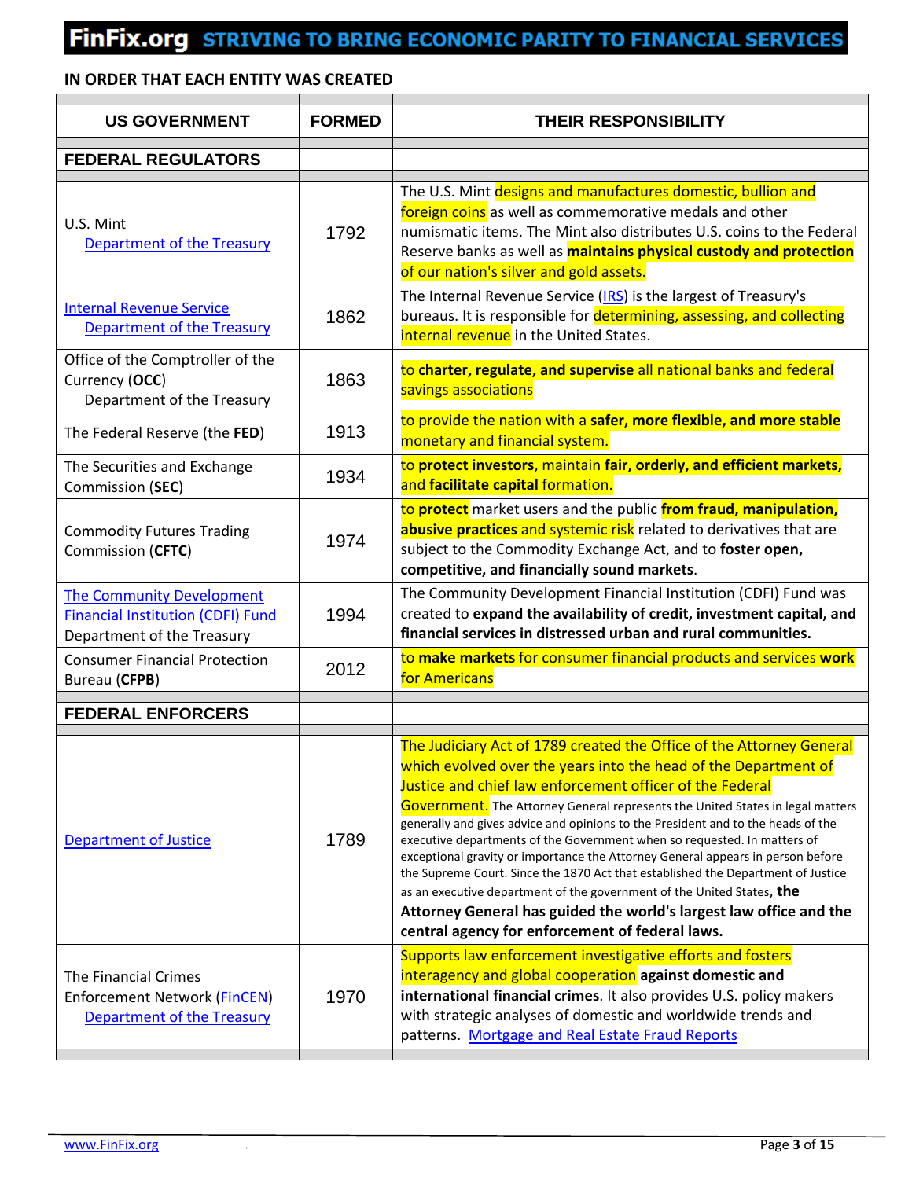## IN ORDER THAT EACH ENTITY WAS CREATED

| US GOVERNMENT | FORMED | THEIR RESPONSIBILITY |
|---|---|---|
| **FEDERAL REGULATORS** | | |
| U.S. Mint<br>Department of the Treasury | 1792 | The U.S. Mint designs and manufactures domestic, bullion and foreign coins as well as commemorative medals and other numismatic items. The Mint also distributes U.S. coins to the Federal Reserve banks as well as **maintains physical custody and protection** of our nation's silver and gold assets. |
| Internal Revenue Service<br>Department of the Treasury | 1862 | The Internal Revenue Service (IRS) is the largest of Treasury's bureaus. It is responsible for determining, assessing, and collecting internal revenue in the United States. |
| Office of the Comptroller of the Currency (**OCC**)<br>Department of the Treasury | 1863 | to **charter, regulate, and supervise** all national banks and federal savings associations |
| The Federal Reserve (the **FED**) | 1913 | to provide the nation with a **safer, more flexible, and more stable** monetary and financial system. |
| The Securities and Exchange Commission (**SEC**) | 1934 | to **protect investors**, maintain **fair, orderly, and efficient markets,** and **facilitate capital** formation. |
| Commodity Futures Trading Commission (**CFTC**) | 1974 | to **protect** market users and the public **from fraud, manipulation, abusive practices** and systemic risk related to derivatives that are subject to the Commodity Exchange Act, and to **foster open, competitive, and financially sound markets**. |
| The Community Development Financial Institution (CDFI) Fund<br>Department of the Treasury | 1994 | The Community Development Financial Institution (CDFI) Fund was created to **expand the availability of credit, investment capital, and financial services in distressed urban and rural communities.** |
| Consumer Financial Protection Bureau (**CFPB**) | 2012 | to **make markets** for consumer financial products and services **work** for Americans |
| **FEDERAL ENFORCERS** | | |
| Department of Justice | 1789 | The Judiciary Act of 1789 created the Office of the Attorney General which evolved over the years into the head of the Department of Justice and chief law enforcement officer of the Federal Government. The Attorney General represents the United States in legal matters generally and gives advice and opinions to the President and to the heads of the executive departments of the Government when so requested. In matters of exceptional gravity or importance the Attorney General appears in person before the Supreme Court. Since the 1870 Act that established the Department of Justice as an executive department of the government of the United States, **the Attorney General has guided the world's largest law office and the central agency for enforcement of federal laws.** |
| The Financial Crimes Enforcement Network (FinCEN)<br>Department of the Treasury | 1970 | Supports law enforcement investigative efforts and fosters interagency and global cooperation **against domestic and international financial crimes**. It also provides U.S. policy makers with strategic analyses of domestic and worldwide trends and patterns. Mortgage and Real Estate Fraud Reports |